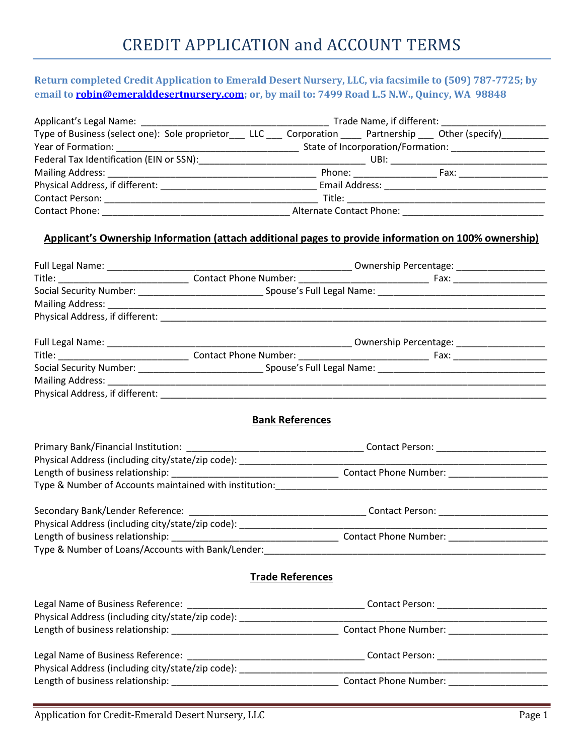# CREDIT APPLICATION and ACCOUNT TERMS

**Return completed Credit Application to Emerald Desert Nursery, LLC, via facsimile to (509) 787-7725; by email to robin@emeralddesertnursery.com; or, by mail to: 7499 Road L.5 N.W., Quincy, WA 98848**

Applicant's Legal Name: ____________________________________ Trade Name, if different: ____________________

Type of Business (select one): Sole proprietor___ LLC ___ Corporation ____ Partnership ___ Other (specify)_________

Year of Formation: ___________________________________ State of Incorporation/Formation: __________________

Federal Tax Identification (EIN or SSN):________________________________ UBI: ______________________________

Mailing Address: ________________________________________ Phone: ________________ Fax: _________________

Physical Address, if different: ______________________________ Email Address: _______________________________

Contact Person: _________________________________________ Title: ______________________________________

Contact Phone: ____________________________________ Alternate Contact Phone: ___________________________

## Applicant's Ownership Information (attach additional pages to provide information on 100% ownership)

Full Legal Name: ________________________________________________ Ownership Percentage: _________________

Title: ________________________ Contact Phone Number: ________________________ Fax: __________________

Social Security Number: ________________________ Spouse's Full Legal Name: ________________________________

Mailing Address: _____________________________________________________________________________________

Physical Address, if different: ___________________________________________________________________________

Full Legal Name: ________________________________________________ Ownership Percentage: _________________

Title: ________________________ Contact Phone Number: ________________________ Fax: __________________

Social Security Number: ________________________ Spouse's Full Legal Name: ________________________________

Mailing Address: _____________________________________________________________________________________

Physical Address, if different: ___________________________________________________________________________

## Bank References

Primary Bank/Financial Institution: __________________________________ Contact Person: _____________________

Physical Address (including city/state/zip code): ______________________________________________________________

Length of business relationship: ________________________________ Contact Phone Number: ___________________

Type & Number of Accounts maintained with institution:______________________________________________________

Secondary Bank/Lender Reference: __________________________________ Contact Person: _____________________

Physical Address (including city/state/zip code): ______________________________________________________________

Length of business relationship: ________________________________ Contact Phone Number: ___________________

Type & Number of Loans/Accounts with Bank/Lender:_______________________________________________________

## Trade References

Legal Name of Business Reference: __________________________________ Contact Person: _____________________

Physical Address (including city/state/zip code): ______________________________________________________________

Length of business relationship: ________________________________ Contact Phone Number: ___________________

Legal Name of Business Reference: __________________________________ Contact Person: _____________________

Physical Address (including city/state/zip code): ______________________________________________________________

Length of business relationship: ________________________________ Contact Phone Number: ___________________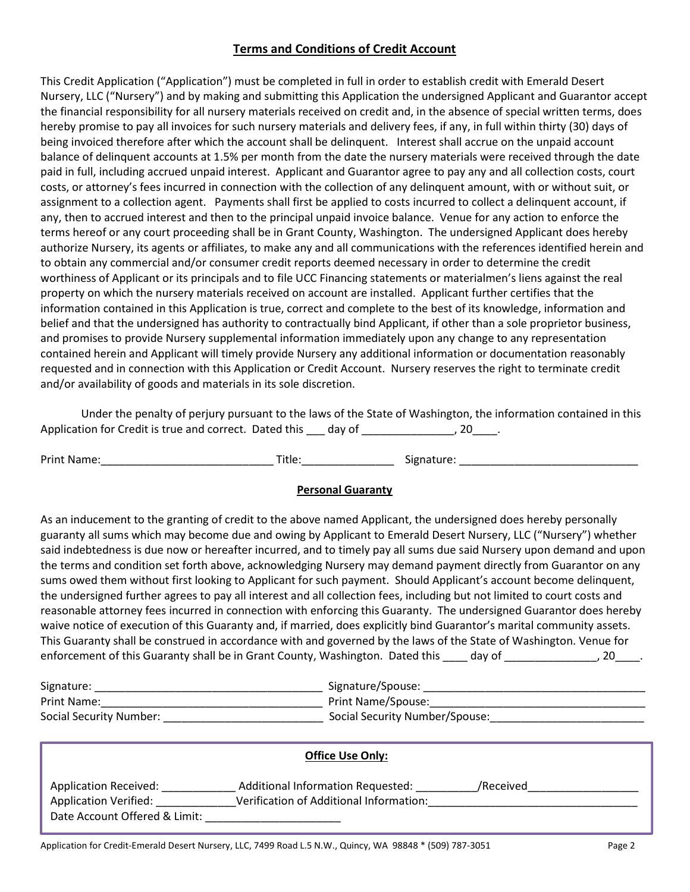## Terms and Conditions of Credit Account

This Credit Application ("Application") must be completed in full in order to establish credit with Emerald Desert Nursery, LLC ("Nursery") and by making and submitting this Application the undersigned Applicant and Guarantor accept the financial responsibility for all nursery materials received on credit and, in the absence of special written terms, does hereby promise to pay all invoices for such nursery materials and delivery fees, if any, in full within thirty (30) days of being invoiced therefore after which the account shall be delinquent. Interest shall accrue on the unpaid account balance of delinquent accounts at 1.5% per month from the date the nursery materials were received through the date paid in full, including accrued unpaid interest. Applicant and Guarantor agree to pay any and all collection costs, court costs, or attorney's fees incurred in connection with the collection of any delinquent amount, with or without suit, or assignment to a collection agent. Payments shall first be applied to costs incurred to collect a delinquent account, if any, then to accrued interest and then to the principal unpaid invoice balance. Venue for any action to enforce the terms hereof or any court proceeding shall be in Grant County, Washington. The undersigned Applicant does hereby authorize Nursery, its agents or affiliates, to make any and all communications with the references identified herein and to obtain any commercial and/or consumer credit reports deemed necessary in order to determine the credit worthiness of Applicant or its principals and to file UCC Financing statements or materialmen's liens against the real property on which the nursery materials received on account are installed. Applicant further certifies that the information contained in this Application is true, correct and complete to the best of its knowledge, information and belief and that the undersigned has authority to contractually bind Applicant, if other than a sole proprietor business, and promises to provide Nursery supplemental information immediately upon any change to any representation contained herein and Applicant will timely provide Nursery any additional information or documentation reasonably requested and in connection with this Application or Credit Account. Nursery reserves the right to terminate credit and/or availability of goods and materials in its sole discretion.

Under the penalty of perjury pursuant to the laws of the State of Washington, the information contained in this Application for Credit is true and correct. Dated this ___ day of _______________, 20____.

Print Name:____________________________ Title:_______________ Signature: _____________________________

## Personal Guaranty

As an inducement to the granting of credit to the above named Applicant, the undersigned does hereby personally guaranty all sums which may become due and owing by Applicant to Emerald Desert Nursery, LLC ("Nursery") whether said indebtedness is due now or hereafter incurred, and to timely pay all sums due said Nursery upon demand and upon the terms and condition set forth above, acknowledging Nursery may demand payment directly from Guarantor on any sums owed them without first looking to Applicant for such payment. Should Applicant's account become delinquent, the undersigned further agrees to pay all interest and all collection fees, including but not limited to court costs and reasonable attorney fees incurred in connection with enforcing this Guaranty. The undersigned Guarantor does hereby waive notice of execution of this Guaranty and, if married, does explicitly bind Guarantor's marital community assets. This Guaranty shall be construed in accordance with and governed by the laws of the State of Washington. Venue for enforcement of this Guaranty shall be in Grant County, Washington. Dated this ____ day of _______________, 20____.

Signature: ____________________________________ Signature/Spouse: ____________________________________

Print Name:____________________________________ Print Name/Spouse:___________________________________

Social Security Number: __________________________ Social Security Number/Spouse:_________________________

### Office Use Only:

Application Received: ____________ Additional Information Requested: __________/Received__________________

Application Verified: _____________Verification of Additional Information:_________________________________

Date Account Offered & Limit: ______________________

Application for Credit-Emerald Desert Nursery, LLC, 7499 Road L.5 N.W., Quincy, WA 98848 * (509) 787-3051